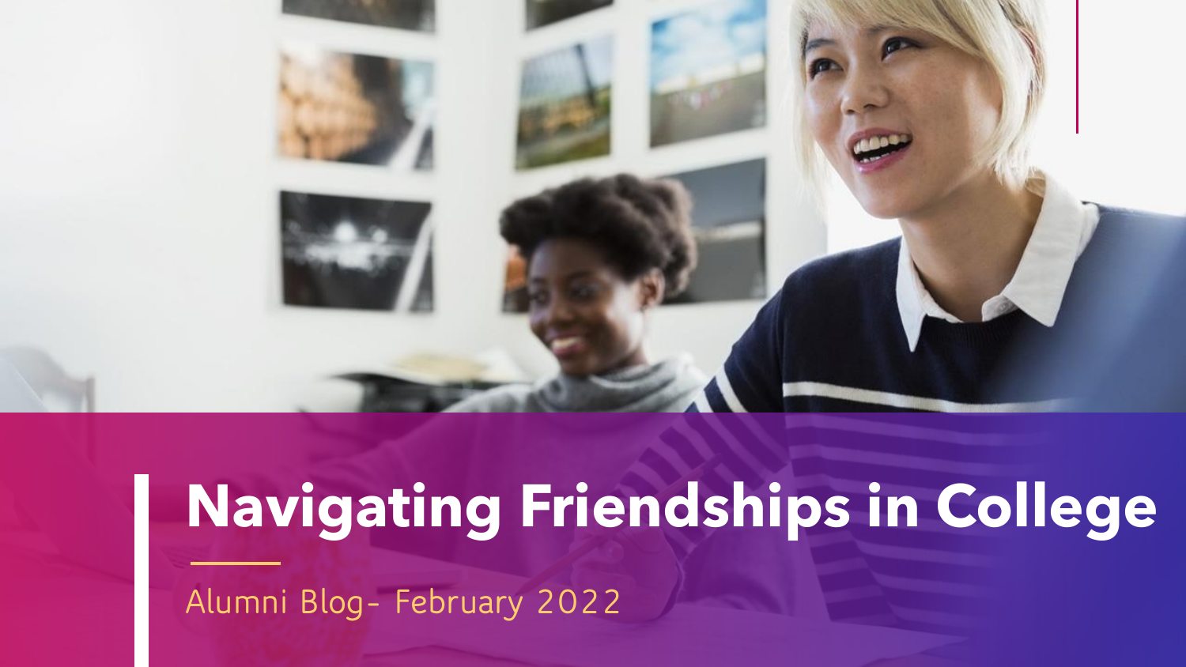# Navigating Friendships in College

Alumni Blog- February 2022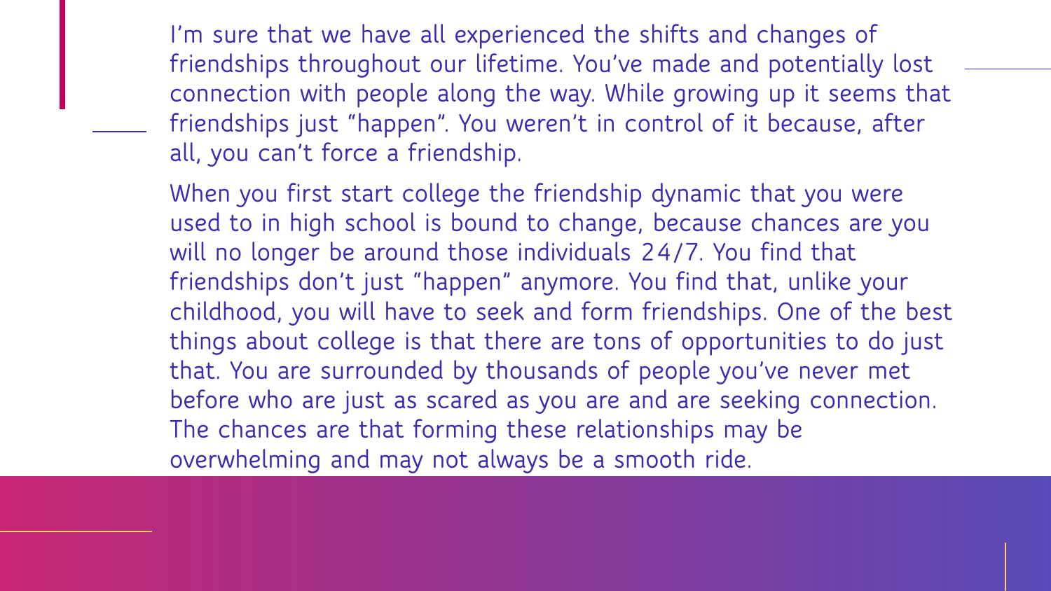I'm sure that we have all experienced the shifts and changes of friendships throughout our lifetime. You've made and potentially lost connection with people along the way. While growing up it seems that friendships just "happen". You weren't in control of it because, after all, you can't force a friendship.

When you first start college the friendship dynamic that you were used to in high school is bound to change, because chances are you will no longer be around those individuals 24/7. You find that friendships don't just "happen" anymore. You find that, unlike your childhood, you will have to seek and form friendships. One of the best things about college is that there are tons of opportunities to do just that. You are surrounded by thousands of people you've never met before who are just as scared as you are and are seeking connection. The chances are that forming these relationships may be overwhelming and may not always be a smooth ride.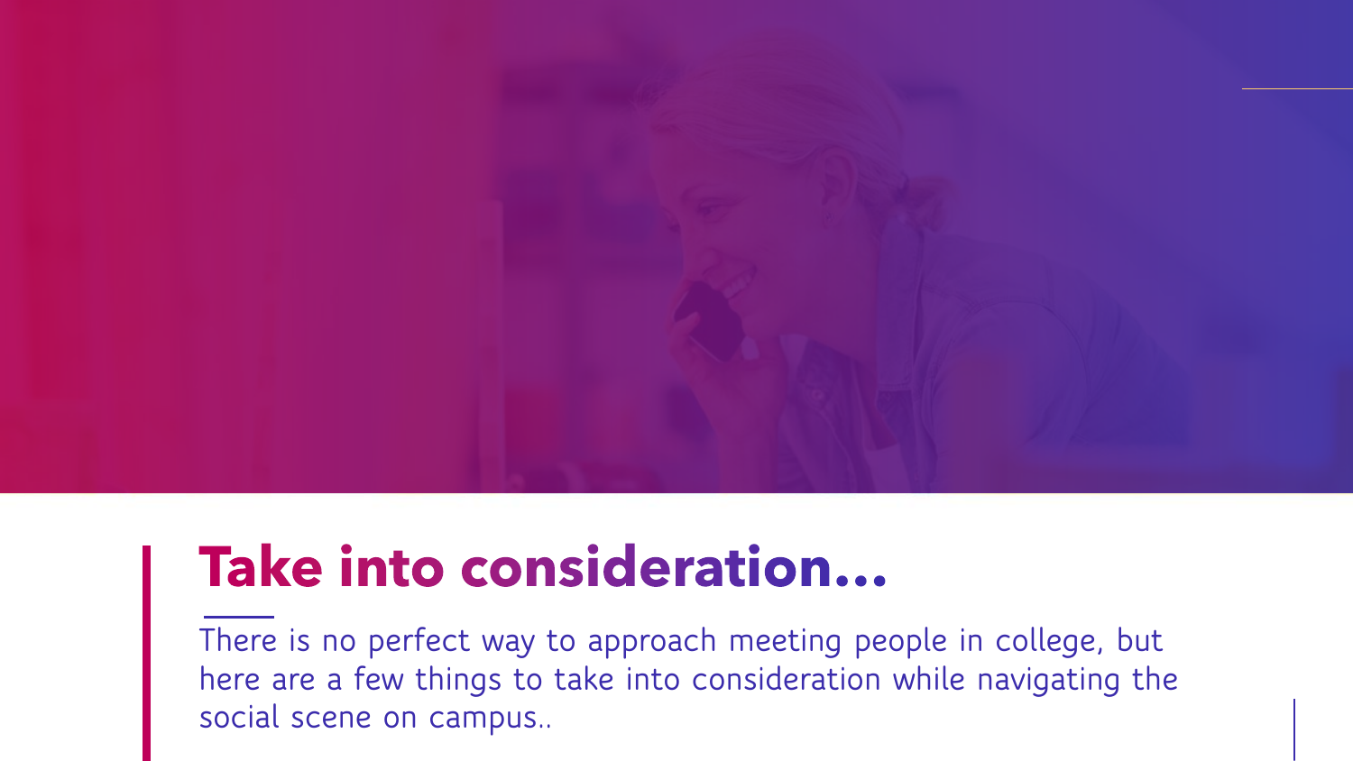# Take into consideration...

There is no perfect way to approach meeting people in college, but here are a few things to take into consideration while navigating the social scene on campus..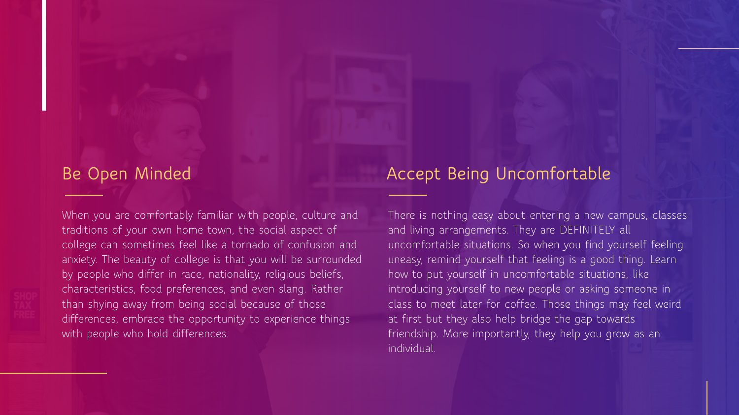## Be Open Minded

When you are comfortably familiar with people, culture and traditions of your own home town, the social aspect of college can sometimes feel like a tornado of confusion and anxiety. The beauty of college is that you will be surrounded by people who differ in race, nationality, religious beliefs, characteristics, food preferences, and even slang. Rather than shying away from being social because of those differences, embrace the opportunity to experience things with people who hold differences.

## Accept Being Uncomfortable

There is nothing easy about entering a new campus, classes and living arrangements. They are DEFINITELY all uncomfortable situations. So when you find yourself feeling uneasy, remind yourself that feeling is a good thing. Learn how to put yourself in uncomfortable situations, like introducing yourself to new people or asking someone in class to meet later for coffee. Those things may feel weird at first but they also help bridge the gap towards friendship. More importantly, they help you grow as an individual.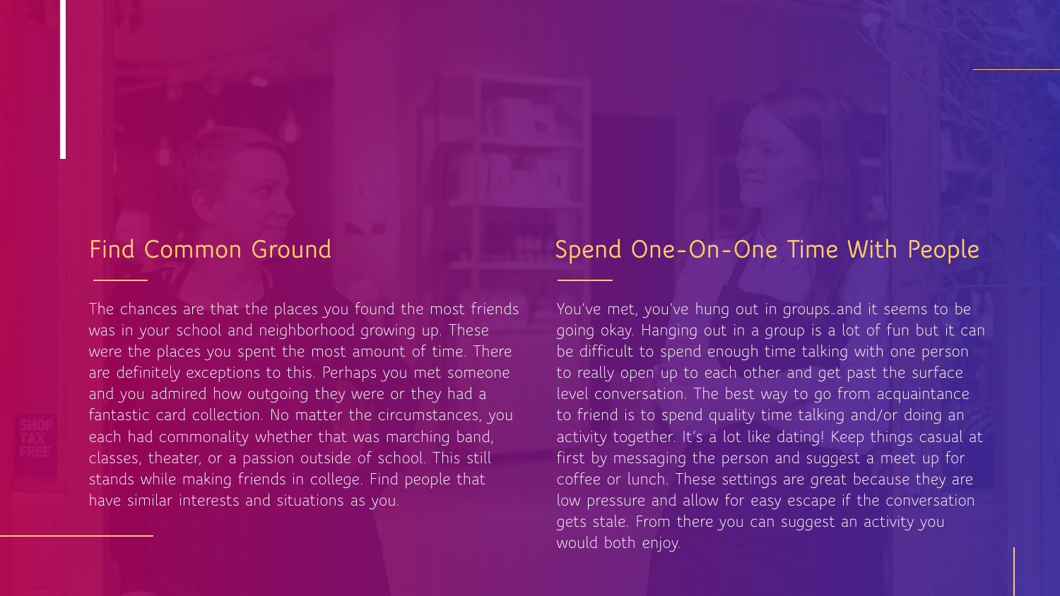## Find Common Ground

The chances are that the places you found the most friends was in your school and neighborhood growing up. These were the places you spent the most amount of time. There are definitely exceptions to this. Perhaps you met someone and you admired how outgoing they were or they had a fantastic card collection. No matter the circumstances, you each had commonality whether that was marching band, classes, theater, or a passion outside of school. This still stands while making friends in college. Find people that have similar interests and situations as you.

## Spend One-On-One Time With People

You've met, you've hung out in groups…and it seems to be going okay. Hanging out in a group is a lot of fun but it can be difficult to spend enough time talking with one person to really open up to each other and get past the surface level conversation. The best way to go from acquaintance to friend is to spend quality time talking and/or doing an activity together. It's a lot like dating! Keep things casual at first by messaging the person and suggest a meet up for coffee or lunch. These settings are great because they are low pressure and allow for easy escape if the conversation gets stale. From there you can suggest an activity you would both enjoy.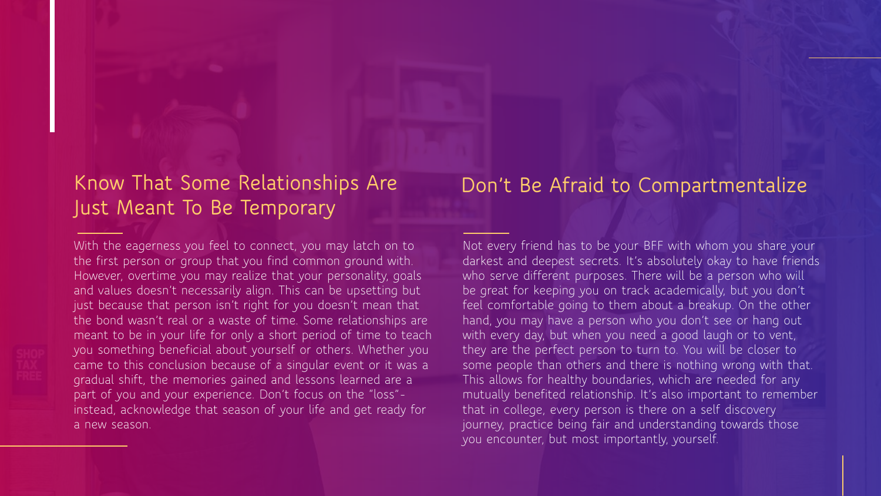## Know That Some Relationships Are Just Meant To Be Temporary

With the eagerness you feel to connect, you may latch on to the first person or group that you find common ground with. However, overtime you may realize that your personality, goals and values doesn't necessarily align. This can be upsetting but just because that person isn't right for you doesn't mean that the bond wasn't real or a waste of time. Some relationships are meant to be in your life for only a short period of time to teach you something beneficial about yourself or others. Whether you came to this conclusion because of a singular event or it was a gradual shift, the memories gained and lessons learned are a part of you and your experience. Don't focus on the "loss"- instead, acknowledge that season of your life and get ready for a new season.

## Don't Be Afraid to Compartmentalize

Not every friend has to be your BFF with whom you share your darkest and deepest secrets. It's absolutely okay to have friends who serve different purposes. There will be a person who will be great for keeping you on track academically, but you don't feel comfortable going to them about a breakup. On the other hand, you may have a person who you don't see or hang out with every day, but when you need a good laugh or to vent, they are the perfect person to turn to. You will be closer to some people than others and there is nothing wrong with that. This allows for healthy boundaries, which are needed for any mutually benefited relationship. It's also important to remember that in college, every person is there on a self discovery journey, practice being fair and understanding towards those you encounter, but most importantly, yourself.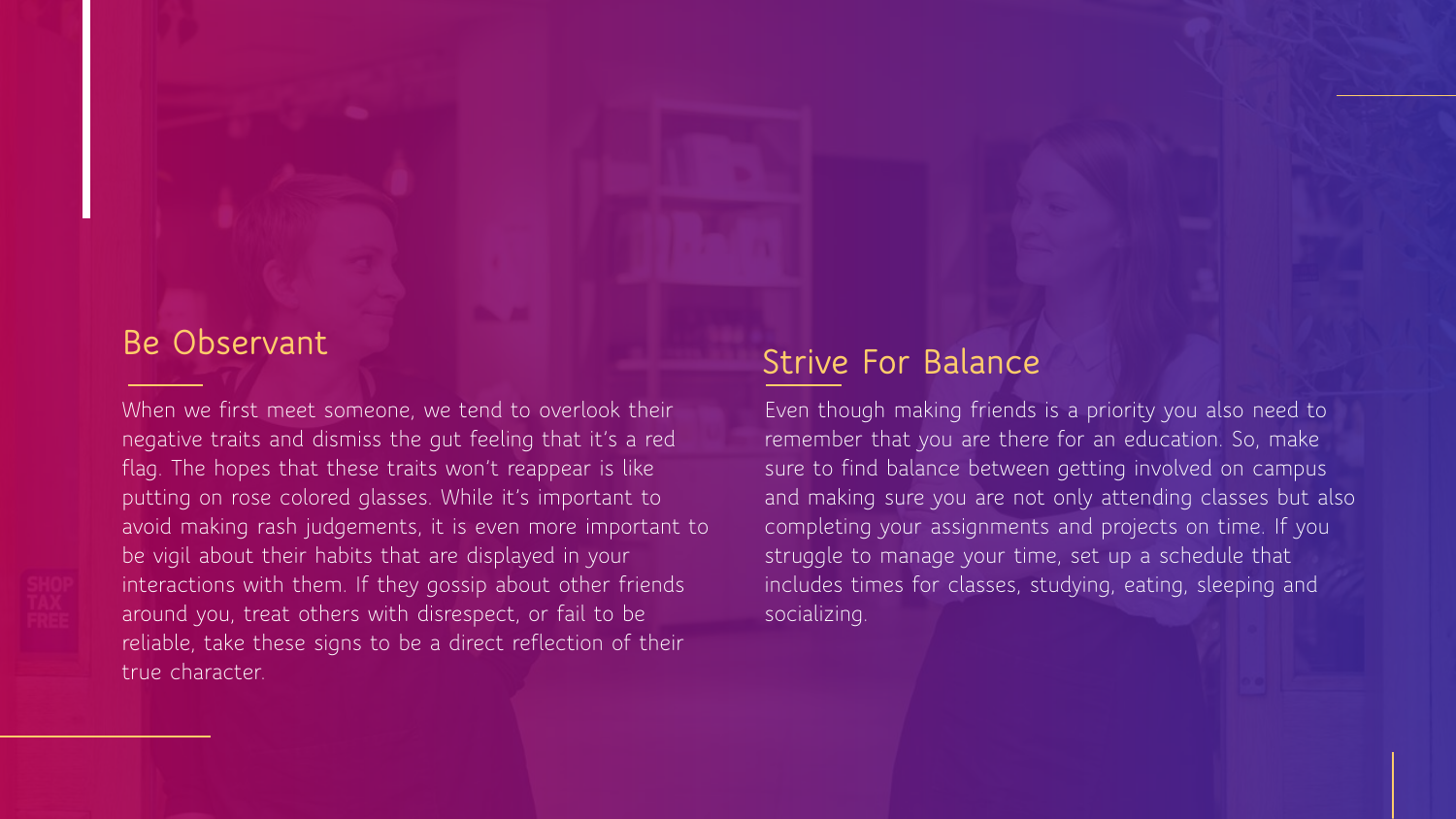## Be Observant

When we first meet someone, we tend to overlook their negative traits and dismiss the gut feeling that it's a red flag. The hopes that these traits won't reappear is like putting on rose colored glasses. While it's important to avoid making rash judgements, it is even more important to be vigil about their habits that are displayed in your interactions with them. If they gossip about other friends around you, treat others with disrespect, or fail to be reliable, take these signs to be a direct reflection of their true character.

## Strive For Balance

Even though making friends is a priority you also need to remember that you are there for an education. So, make sure to find balance between getting involved on campus and making sure you are not only attending classes but also completing your assignments and projects on time. If you struggle to manage your time, set up a schedule that includes times for classes, studying, eating, sleeping and socializing.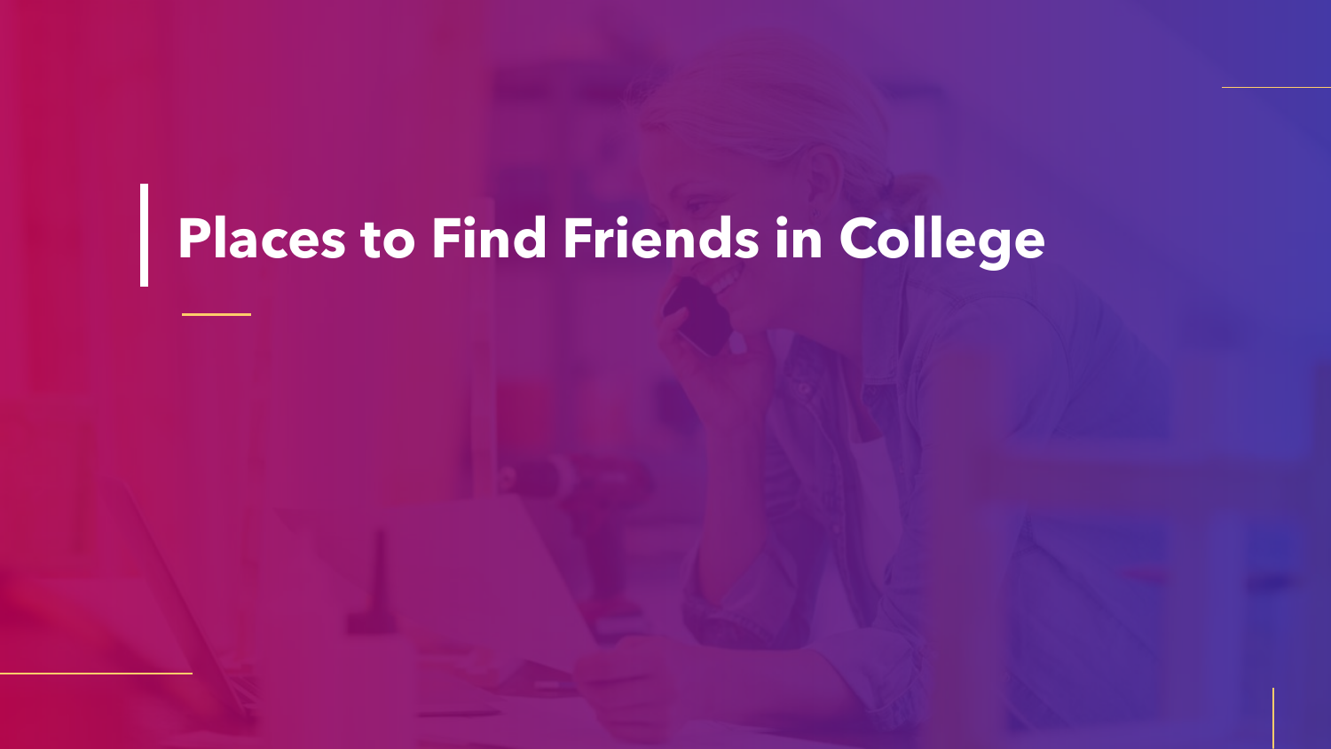# Places to Find Friends in College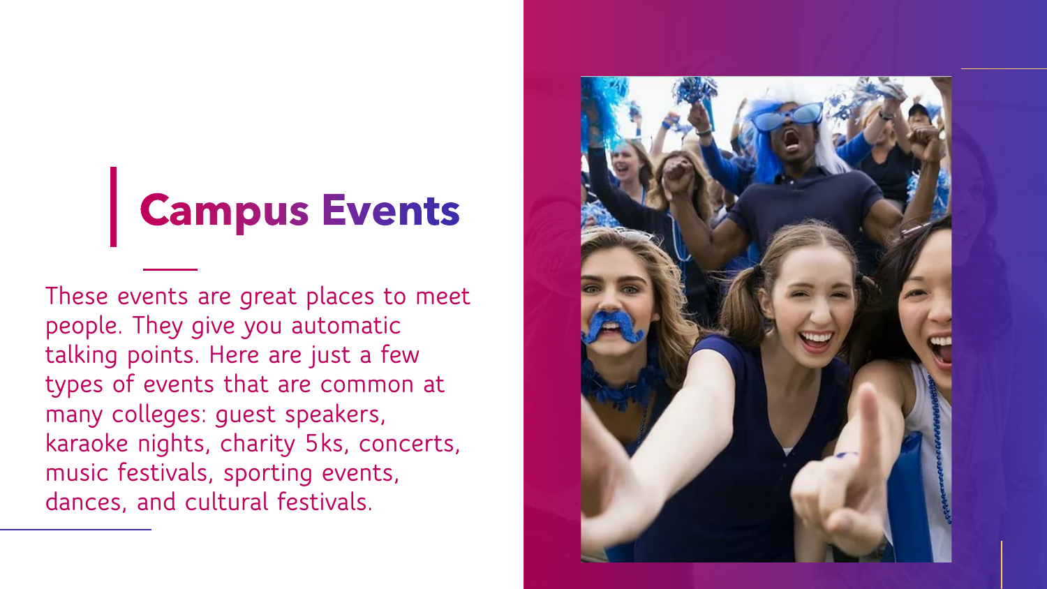# Campus Events

These events are great places to meet people. They give you automatic talking points. Here are just a few types of events that are common at many colleges: guest speakers, karaoke nights, charity 5ks, concerts, music festivals, sporting events, dances, and cultural festivals.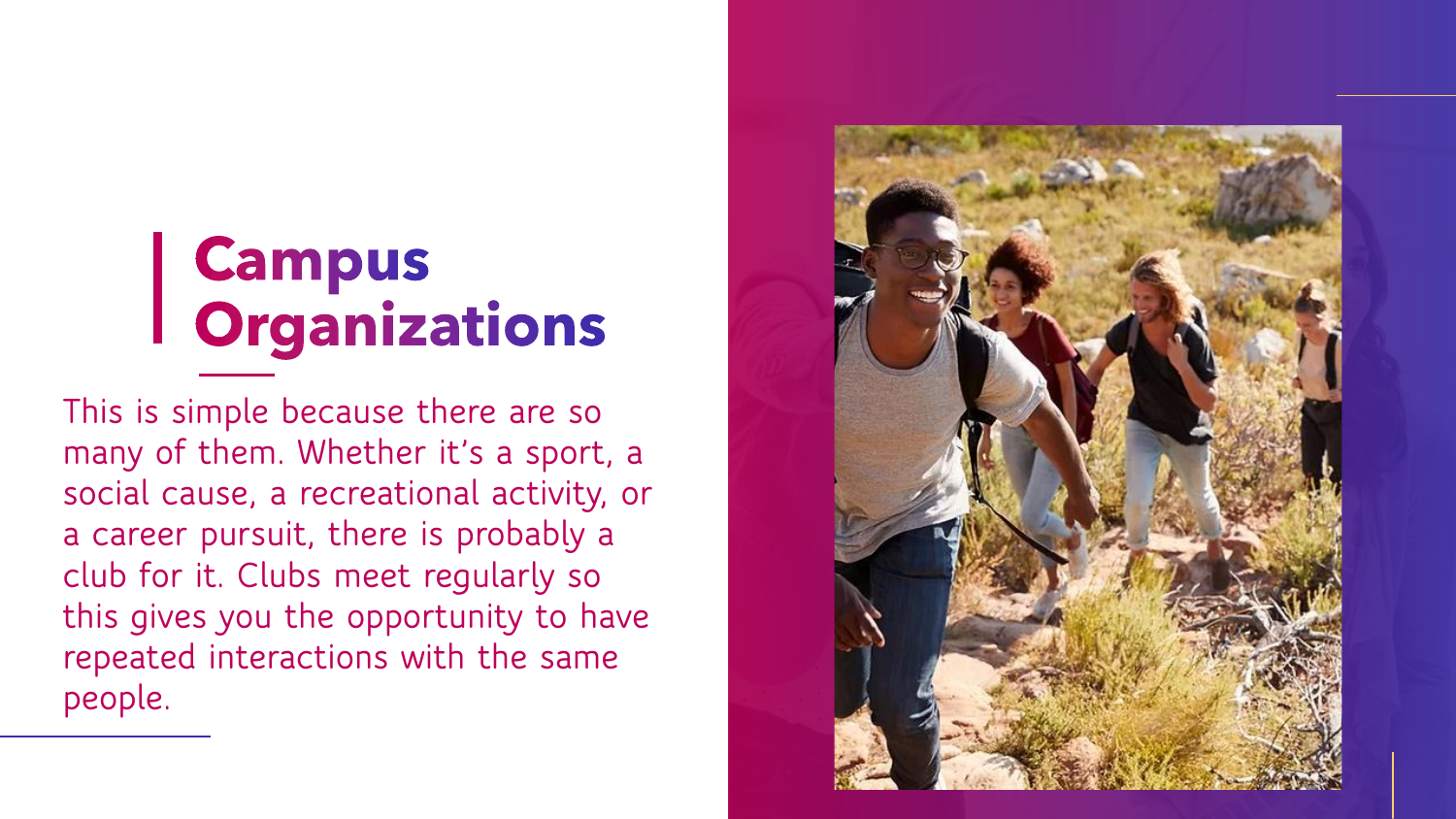# Campus Organizations

This is simple because there are so many of them. Whether it's a sport, a social cause, a recreational activity, or a career pursuit, there is probably a club for it. Clubs meet regularly so this gives you the opportunity to have repeated interactions with the same people.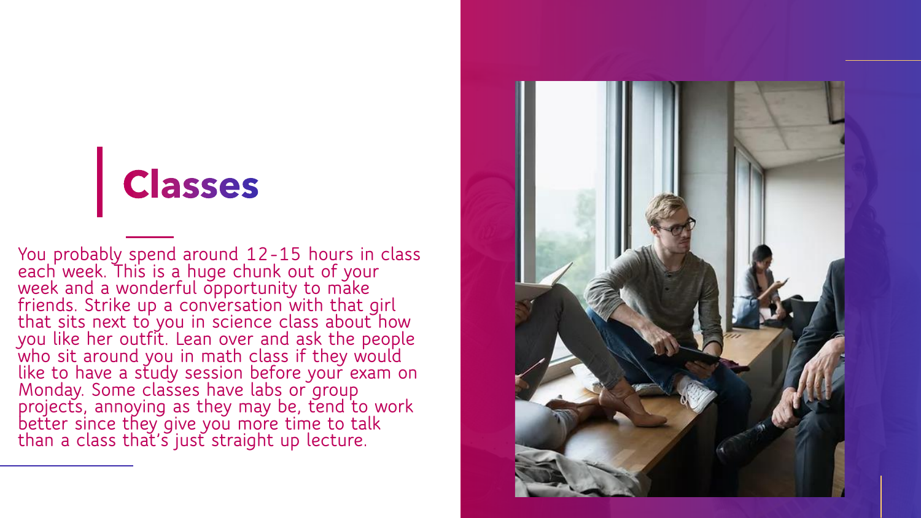# Classes

You probably spend around 12-15 hours in class each week. This is a huge chunk out of your week and a wonderful opportunity to make friends. Strike up a conversation with that girl that sits next to you in science class about how you like her outfit. Lean over and ask the people who sit around you in math class if they would like to have a study session before your exam on Monday. Some classes have labs or group projects, annoying as they may be, tend to work better since they give you more time to talk than a class that's just straight up lecture.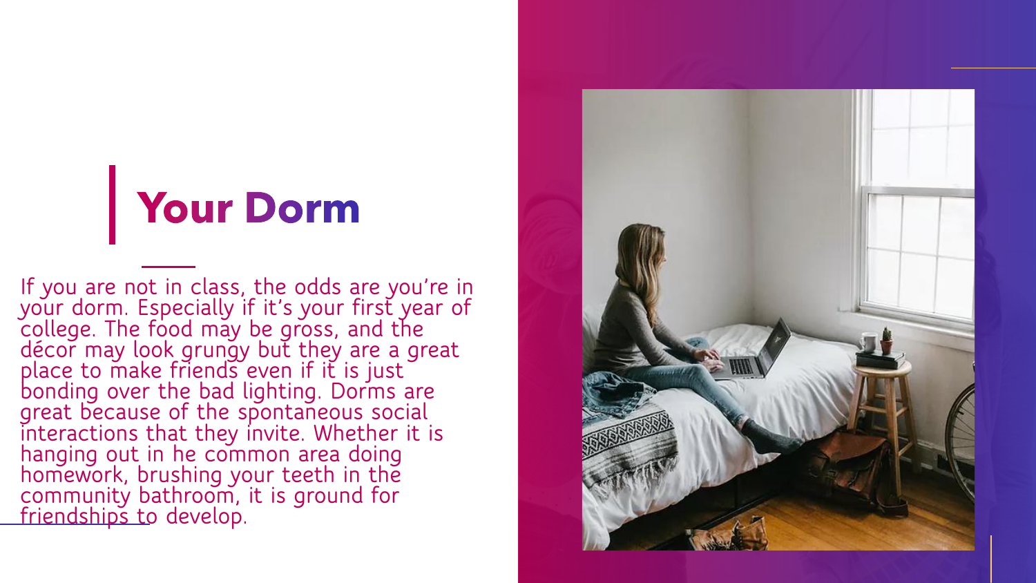# Your Dorm

If you are not in class, the odds are you're in your dorm. Especially if it's your first year of college. The food may be gross, and the décor may look grungy but they are a great place to make friends even if it is just bonding over the bad lighting. Dorms are great because of the spontaneous social interactions that they invite. Whether it is hanging out in he common area doing homework, brushing your teeth in the community bathroom, it is ground for friendships to develop.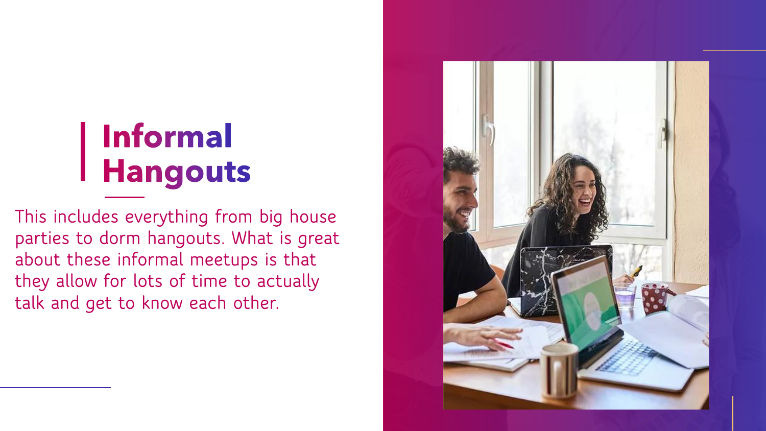# Informal Hangouts

This includes everything from big house parties to dorm hangouts. What is great about these informal meetups is that they allow for lots of time to actually talk and get to know each other.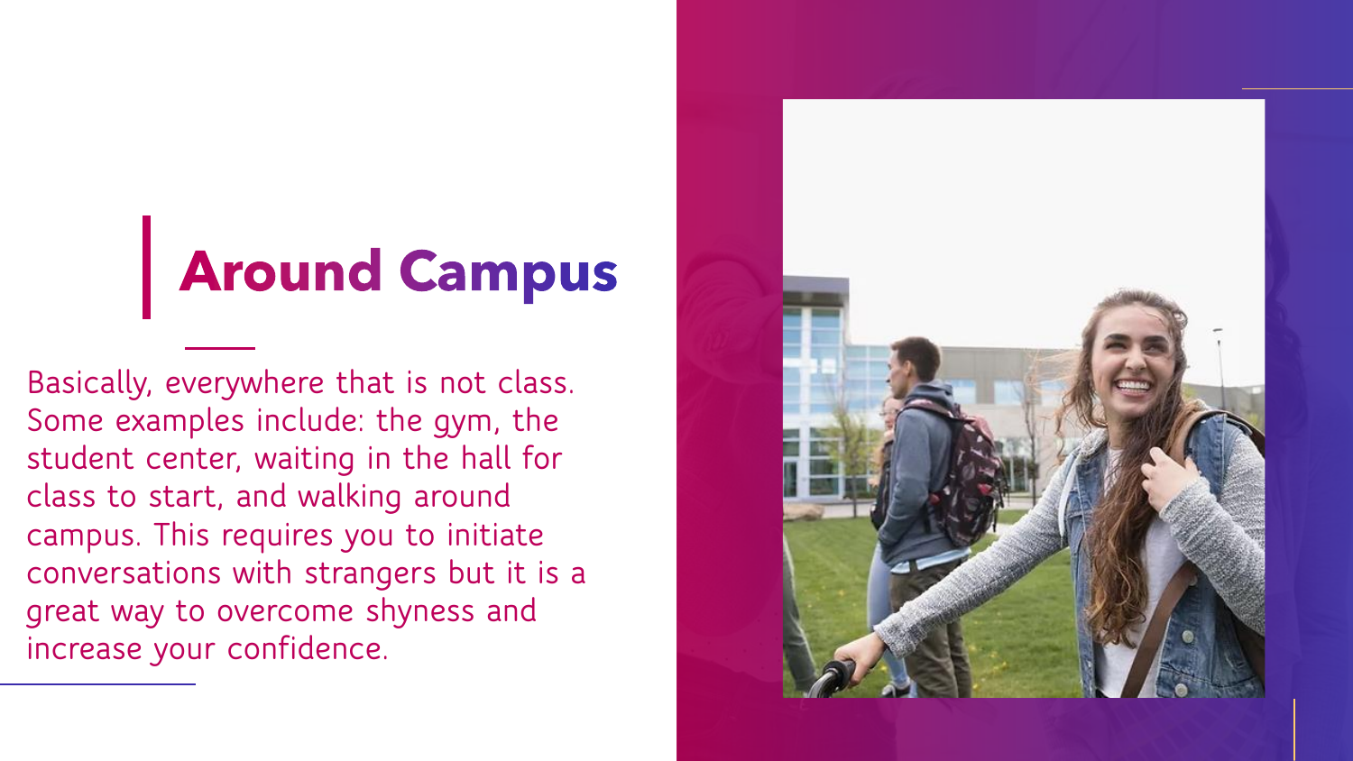# Around Campus

Basically, everywhere that is not class. Some examples include: the gym, the student center, waiting in the hall for class to start, and walking around campus. This requires you to initiate conversations with strangers but it is a great way to overcome shyness and increase your confidence.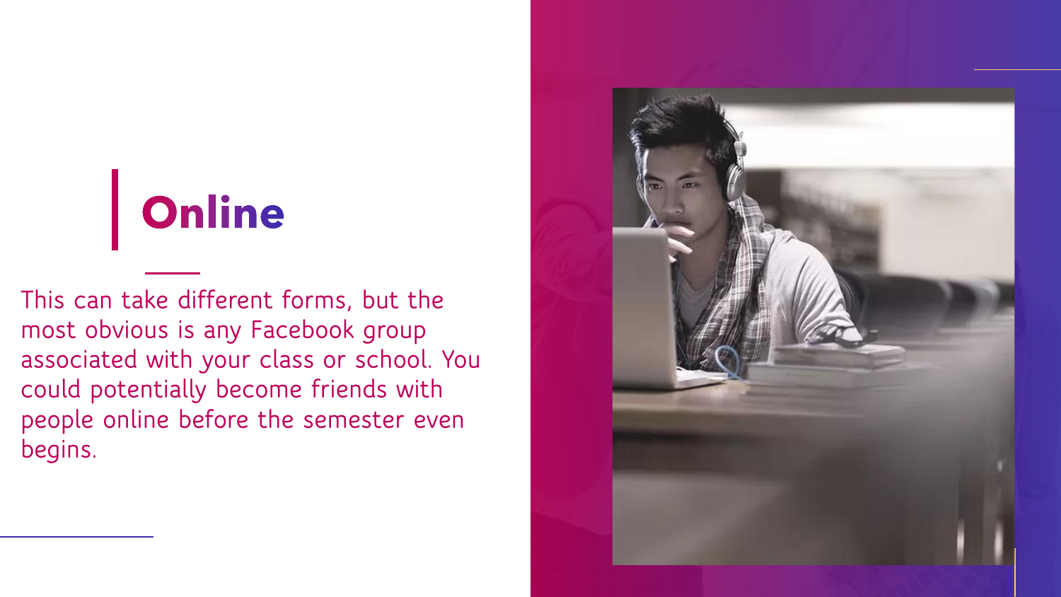# Online

This can take different forms, but the most obvious is any Facebook group associated with your class or school. You could potentially become friends with people online before the semester even begins.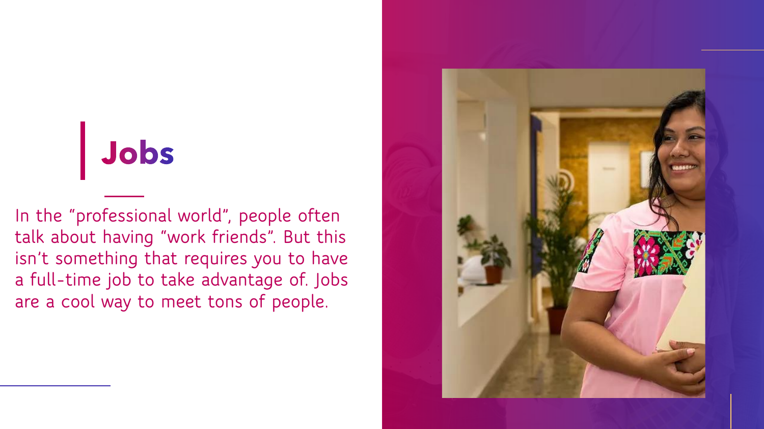# Jobs

In the “professional world”, people often talk about having “work friends”. But this isn’t something that requires you to have a full-time job to take advantage of. Jobs are a cool way to meet tons of people.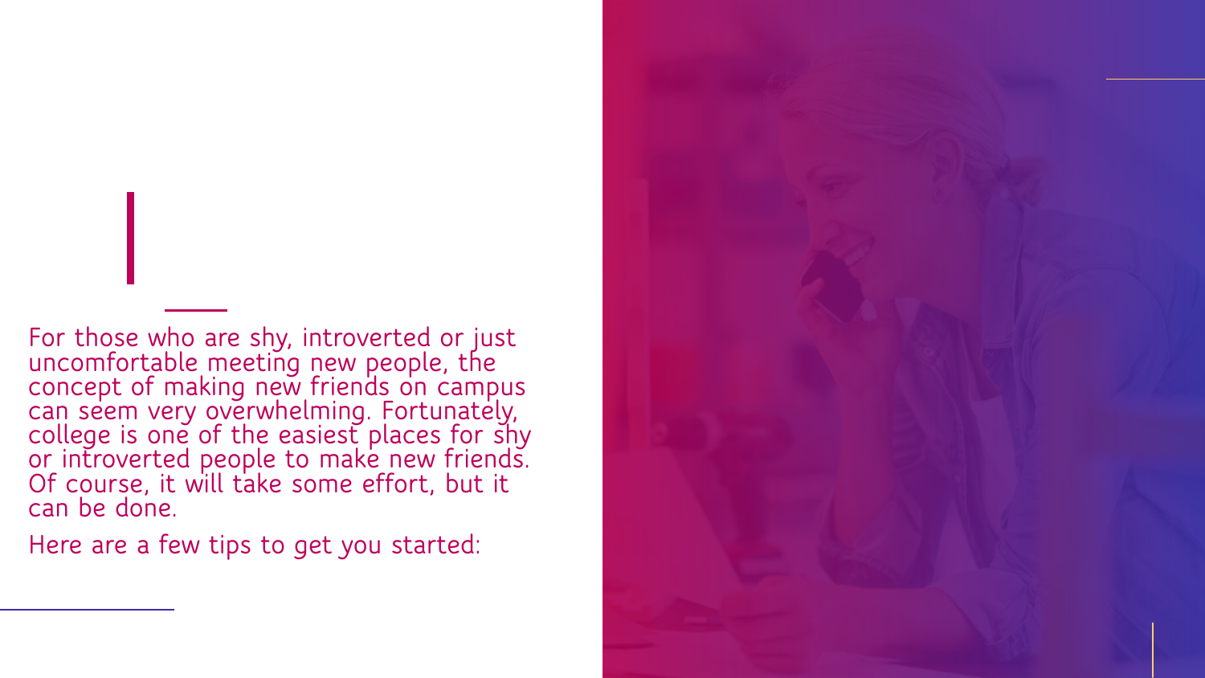For those who are shy, introverted or just uncomfortable meeting new people, the concept of making new friends on campus can seem very overwhelming. Fortunately, college is one of the easiest places for shy or introverted people to make new friends. Of course, it will take some effort, but it can be done.

Here are a few tips to get you started: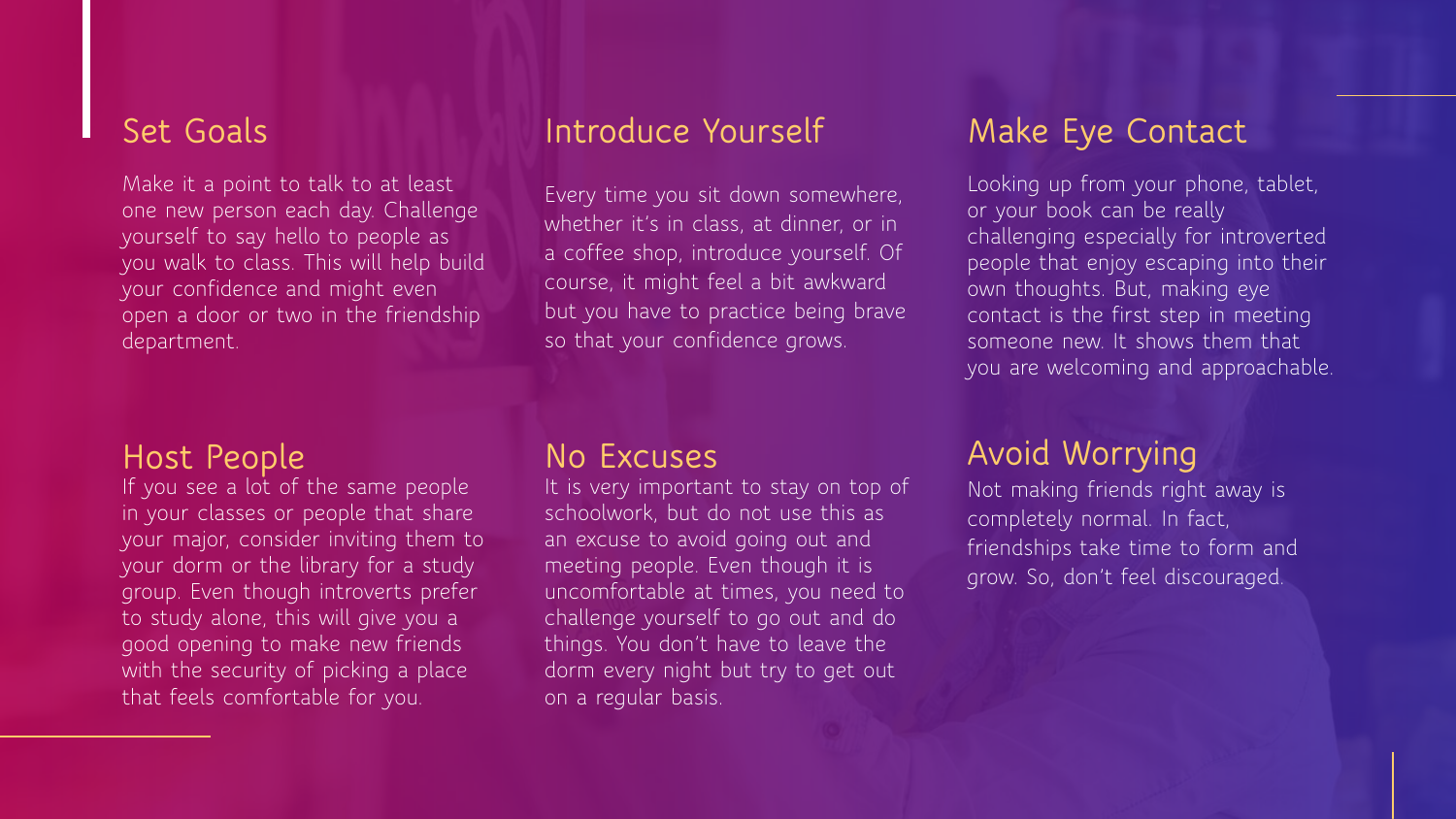## Set Goals

Make it a point to talk to at least one new person each day. Challenge yourself to say hello to people as you walk to class. This will help build your confidence and might even open a door or two in the friendship department.

## Introduce Yourself

Every time you sit down somewhere, whether it's in class, at dinner, or in a coffee shop, introduce yourself. Of course, it might feel a bit awkward but you have to practice being brave so that your confidence grows.

## Make Eye Contact

Looking up from your phone, tablet, or your book can be really challenging especially for introverted people that enjoy escaping into their own thoughts. But, making eye contact is the first step in meeting someone new. It shows them that you are welcoming and approachable.

## Host People

If you see a lot of the same people in your classes or people that share your major, consider inviting them to your dorm or the library for a study group. Even though introverts prefer to study alone, this will give you a good opening to make new friends with the security of picking a place that feels comfortable for you.

## No Excuses

It is very important to stay on top of schoolwork, but do not use this as an excuse to avoid going out and meeting people. Even though it is uncomfortable at times, you need to challenge yourself to go out and do things. You don't have to leave the dorm every night but try to get out on a regular basis.

## Avoid Worrying

Not making friends right away is completely normal. In fact, friendships take time to form and grow. So, don't feel discouraged.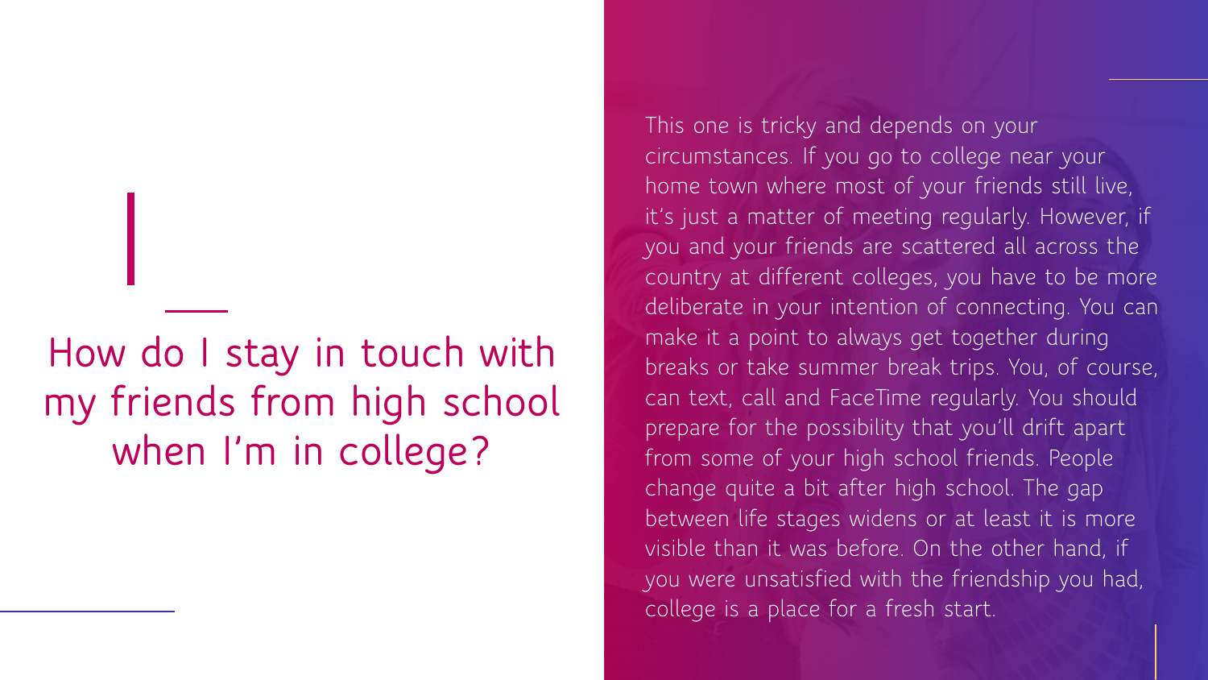# How do I stay in touch with my friends from high school when I'm in college?

This one is tricky and depends on your circumstances. If you go to college near your home town where most of your friends still live, it's just a matter of meeting regularly. However, if you and your friends are scattered all across the country at different colleges, you have to be more deliberate in your intention of connecting. You can make it a point to always get together during breaks or take summer break trips. You, of course, can text, call and FaceTime regularly. You should prepare for the possibility that you'll drift apart from some of your high school friends. People change quite a bit after high school. The gap between life stages widens or at least it is more visible than it was before. On the other hand, if you were unsatisfied with the friendship you had, college is a place for a fresh start.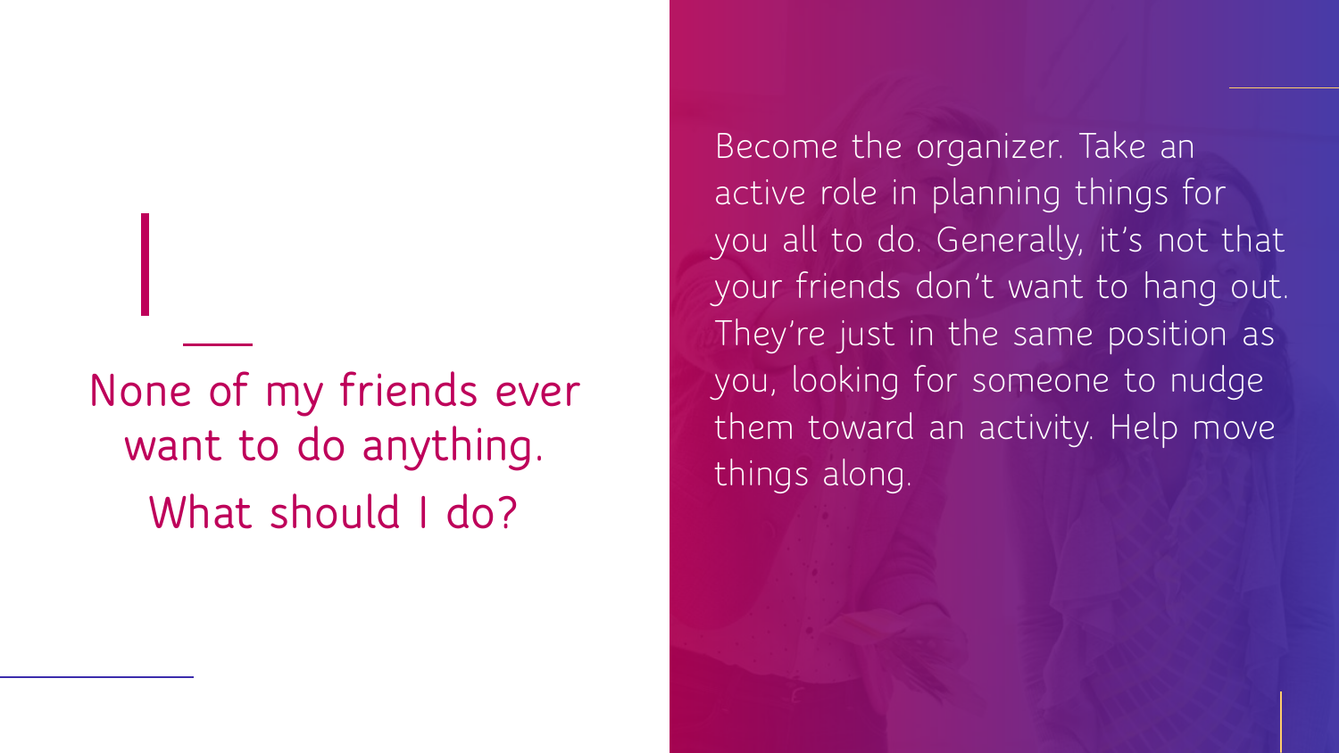## None of my friends ever want to do anything. What should I do?

Become the organizer. Take an active role in planning things for you all to do. Generally, it's not that your friends don't want to hang out. They're just in the same position as you, looking for someone to nudge them toward an activity. Help move things along.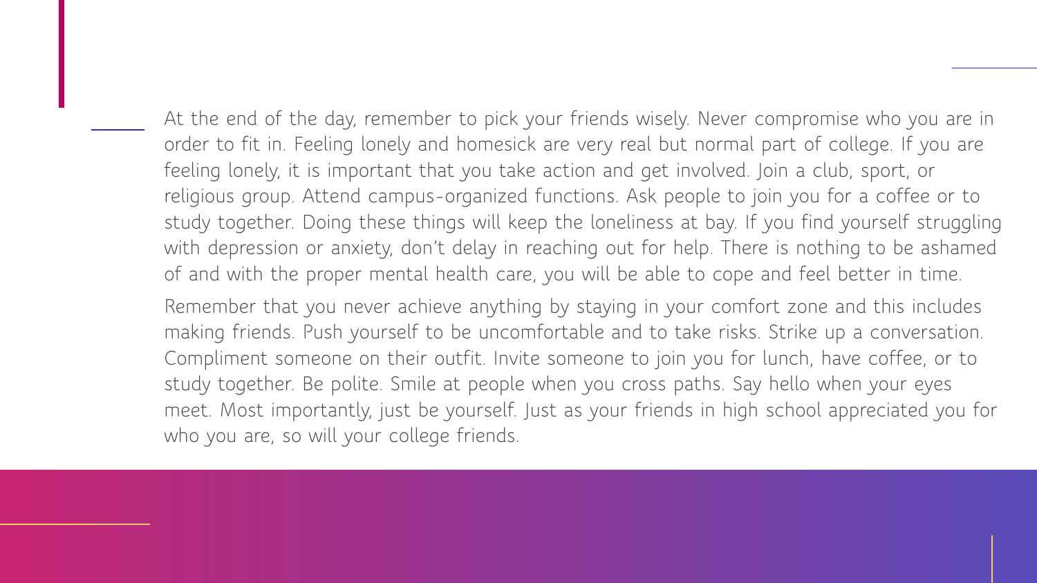At the end of the day, remember to pick your friends wisely. Never compromise who you are in order to fit in. Feeling lonely and homesick are very real but normal part of college. If you are feeling lonely, it is important that you take action and get involved. Join a club, sport, or religious group. Attend campus-organized functions. Ask people to join you for a coffee or to study together. Doing these things will keep the loneliness at bay. If you find yourself struggling with depression or anxiety, don't delay in reaching out for help. There is nothing to be ashamed of and with the proper mental health care, you will be able to cope and feel better in time.

Remember that you never achieve anything by staying in your comfort zone and this includes making friends. Push yourself to be uncomfortable and to take risks. Strike up a conversation. Compliment someone on their outfit. Invite someone to join you for lunch, have coffee, or to study together. Be polite. Smile at people when you cross paths. Say hello when your eyes meet. Most importantly, just be yourself. Just as your friends in high school appreciated you for who you are, so will your college friends.